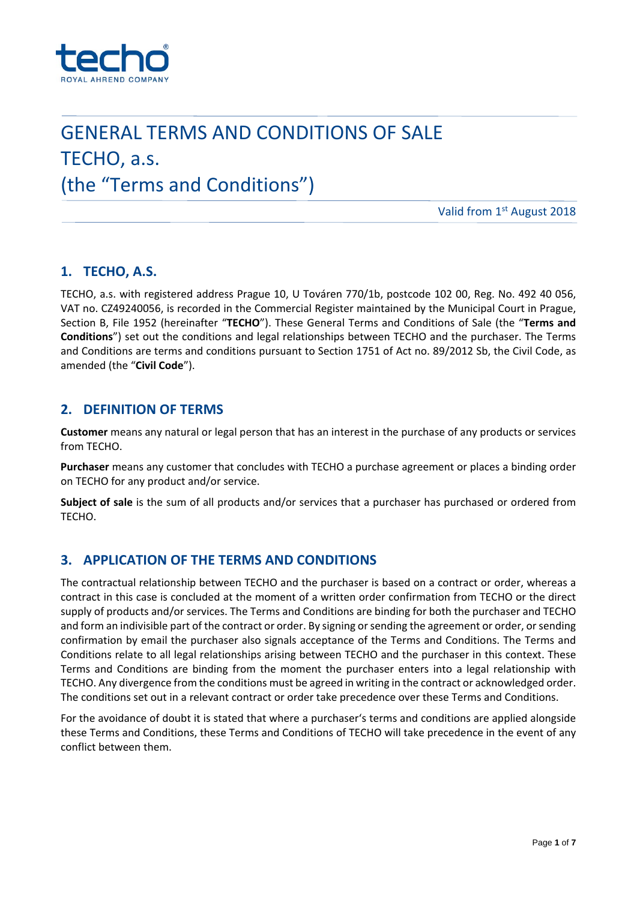techo
ROYAL AHREND COMPANY

# GENERAL TERMS AND CONDITIONS OF SALE TECHO, a.s. (the "Terms and Conditions")

Valid from 1st August 2018

## 1. TECHO, A.S.

TECHO, a.s. with registered address Prague 10, U Továren 770/1b, postcode 102 00, Reg. No. 492 40 056, VAT no. CZ49240056, is recorded in the Commercial Register maintained by the Municipal Court in Prague, Section B, File 1952 (hereinafter "**TECHO**"). These General Terms and Conditions of Sale (the "**Terms and Conditions**") set out the conditions and legal relationships between TECHO and the purchaser. The Terms and Conditions are terms and conditions pursuant to Section 1751 of Act no. 89/2012 Sb, the Civil Code, as amended (the "**Civil Code**").

## 2. DEFINITION OF TERMS

**Customer** means any natural or legal person that has an interest in the purchase of any products or services from TECHO.

**Purchaser** means any customer that concludes with TECHO a purchase agreement or places a binding order on TECHO for any product and/or service.

**Subject of sale** is the sum of all products and/or services that a purchaser has purchased or ordered from TECHO.

## 3. APPLICATION OF THE TERMS AND CONDITIONS

The contractual relationship between TECHO and the purchaser is based on a contract or order, whereas a contract in this case is concluded at the moment of a written order confirmation from TECHO or the direct supply of products and/or services. The Terms and Conditions are binding for both the purchaser and TECHO and form an indivisible part of the contract or order. By signing or sending the agreement or order, or sending confirmation by email the purchaser also signals acceptance of the Terms and Conditions. The Terms and Conditions relate to all legal relationships arising between TECHO and the purchaser in this context. These Terms and Conditions are binding from the moment the purchaser enters into a legal relationship with TECHO. Any divergence from the conditions must be agreed in writing in the contract or acknowledged order. The conditions set out in a relevant contract or order take precedence over these Terms and Conditions.

For the avoidance of doubt it is stated that where a purchaser's terms and conditions are applied alongside these Terms and Conditions, these Terms and Conditions of TECHO will take precedence in the event of any conflict between them.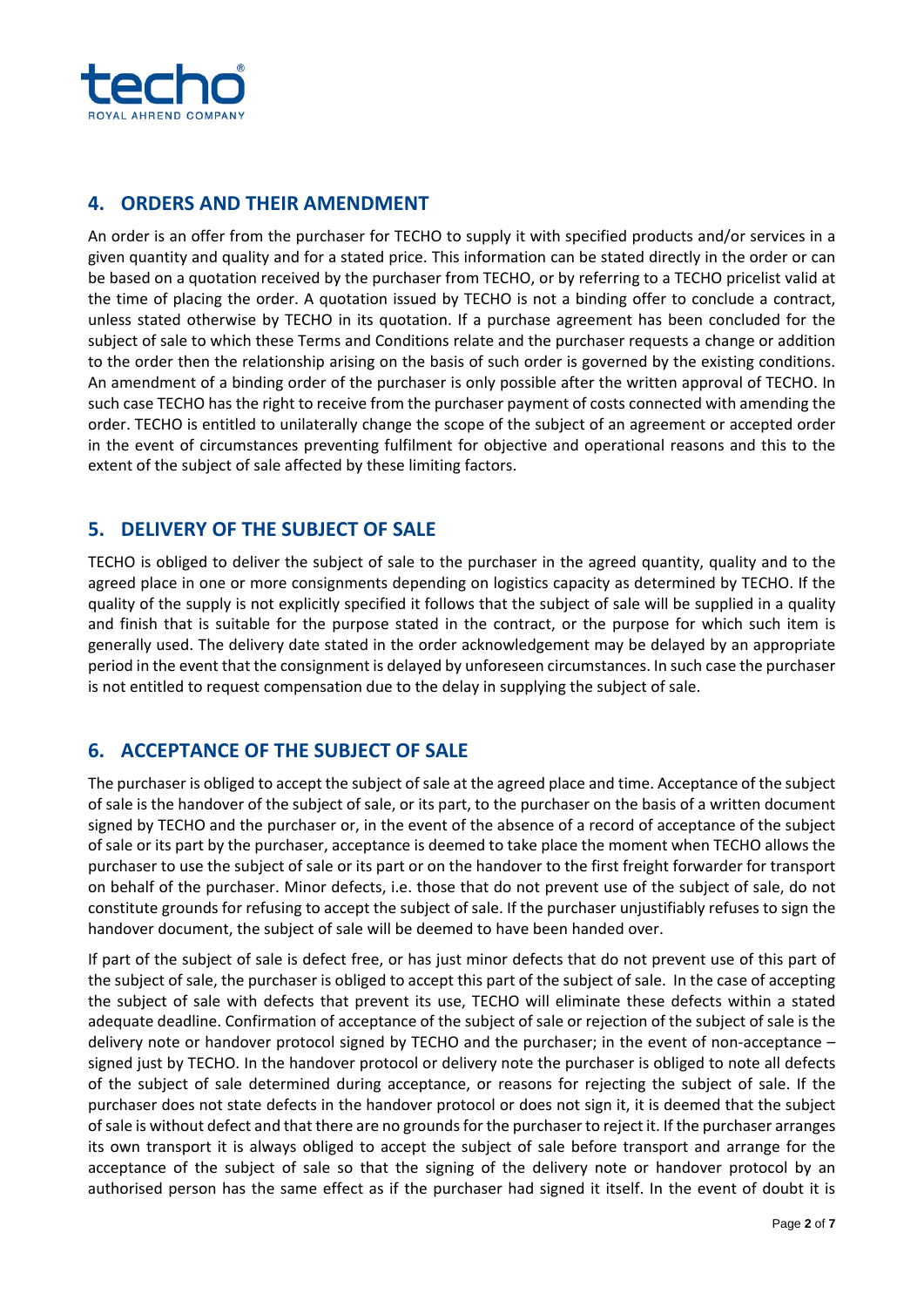## 4. ORDERS AND THEIR AMENDMENT

An order is an offer from the purchaser for TECHO to supply it with specified products and/or services in a given quantity and quality and for a stated price. This information can be stated directly in the order or can be based on a quotation received by the purchaser from TECHO, or by referring to a TECHO pricelist valid at the time of placing the order. A quotation issued by TECHO is not a binding offer to conclude a contract, unless stated otherwise by TECHO in its quotation. If a purchase agreement has been concluded for the subject of sale to which these Terms and Conditions relate and the purchaser requests a change or addition to the order then the relationship arising on the basis of such order is governed by the existing conditions. An amendment of a binding order of the purchaser is only possible after the written approval of TECHO. In such case TECHO has the right to receive from the purchaser payment of costs connected with amending the order. TECHO is entitled to unilaterally change the scope of the subject of an agreement or accepted order in the event of circumstances preventing fulfilment for objective and operational reasons and this to the extent of the subject of sale affected by these limiting factors.

## 5. DELIVERY OF THE SUBJECT OF SALE

TECHO is obliged to deliver the subject of sale to the purchaser in the agreed quantity, quality and to the agreed place in one or more consignments depending on logistics capacity as determined by TECHO. If the quality of the supply is not explicitly specified it follows that the subject of sale will be supplied in a quality and finish that is suitable for the purpose stated in the contract, or the purpose for which such item is generally used. The delivery date stated in the order acknowledgement may be delayed by an appropriate period in the event that the consignment is delayed by unforeseen circumstances. In such case the purchaser is not entitled to request compensation due to the delay in supplying the subject of sale.

## 6. ACCEPTANCE OF THE SUBJECT OF SALE

The purchaser is obliged to accept the subject of sale at the agreed place and time. Acceptance of the subject of sale is the handover of the subject of sale, or its part, to the purchaser on the basis of a written document signed by TECHO and the purchaser or, in the event of the absence of a record of acceptance of the subject of sale or its part by the purchaser, acceptance is deemed to take place the moment when TECHO allows the purchaser to use the subject of sale or its part or on the handover to the first freight forwarder for transport on behalf of the purchaser. Minor defects, i.e. those that do not prevent use of the subject of sale, do not constitute grounds for refusing to accept the subject of sale. If the purchaser unjustifiably refuses to sign the handover document, the subject of sale will be deemed to have been handed over.

If part of the subject of sale is defect free, or has just minor defects that do not prevent use of this part of the subject of sale, the purchaser is obliged to accept this part of the subject of sale. In the case of accepting the subject of sale with defects that prevent its use, TECHO will eliminate these defects within a stated adequate deadline. Confirmation of acceptance of the subject of sale or rejection of the subject of sale is the delivery note or handover protocol signed by TECHO and the purchaser; in the event of non-acceptance – signed just by TECHO. In the handover protocol or delivery note the purchaser is obliged to note all defects of the subject of sale determined during acceptance, or reasons for rejecting the subject of sale. If the purchaser does not state defects in the handover protocol or does not sign it, it is deemed that the subject of sale is without defect and that there are no grounds for the purchaser to reject it. If the purchaser arranges its own transport it is always obliged to accept the subject of sale before transport and arrange for the acceptance of the subject of sale so that the signing of the delivery note or handover protocol by an authorised person has the same effect as if the purchaser had signed it itself. In the event of doubt it is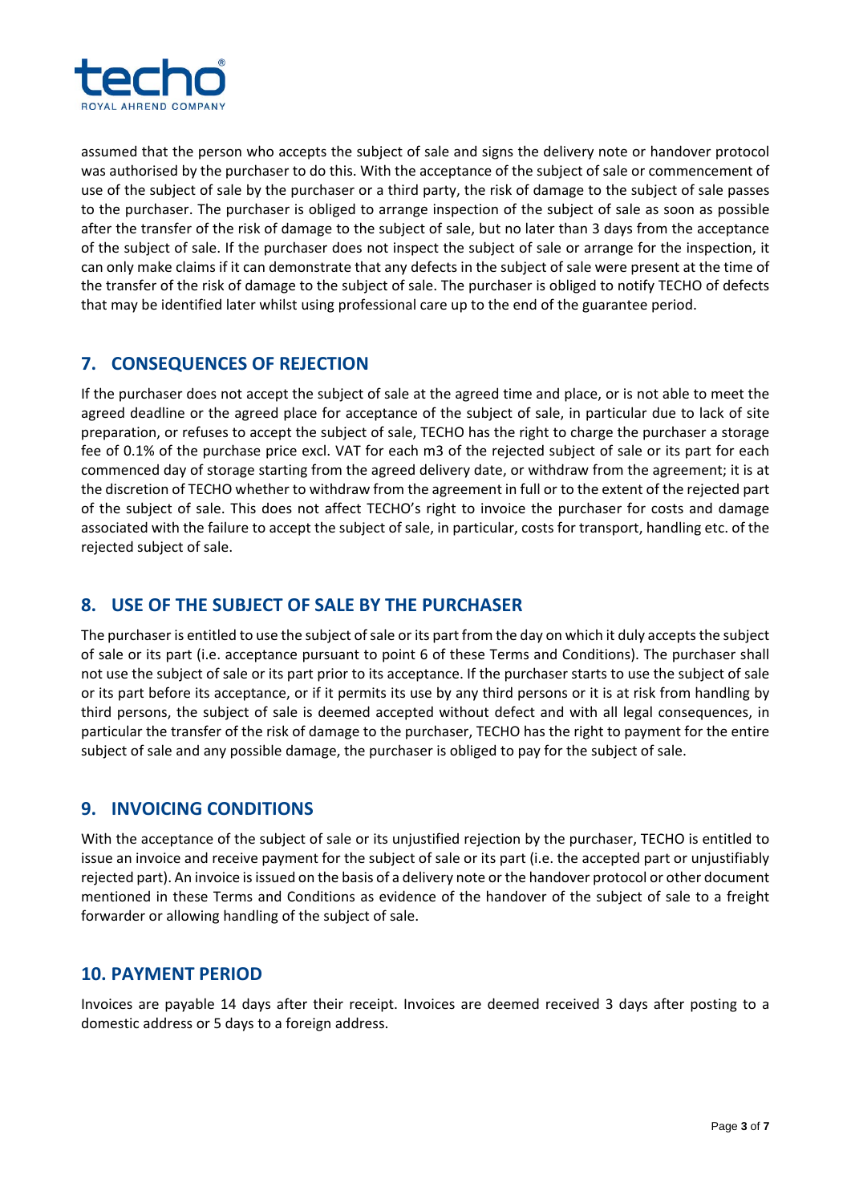assumed that the person who accepts the subject of sale and signs the delivery note or handover protocol was authorised by the purchaser to do this. With the acceptance of the subject of sale or commencement of use of the subject of sale by the purchaser or a third party, the risk of damage to the subject of sale passes to the purchaser. The purchaser is obliged to arrange inspection of the subject of sale as soon as possible after the transfer of the risk of damage to the subject of sale, but no later than 3 days from the acceptance of the subject of sale. If the purchaser does not inspect the subject of sale or arrange for the inspection, it can only make claims if it can demonstrate that any defects in the subject of sale were present at the time of the transfer of the risk of damage to the subject of sale. The purchaser is obliged to notify TECHO of defects that may be identified later whilst using professional care up to the end of the guarantee period.

## 7. CONSEQUENCES OF REJECTION

If the purchaser does not accept the subject of sale at the agreed time and place, or is not able to meet the agreed deadline or the agreed place for acceptance of the subject of sale, in particular due to lack of site preparation, or refuses to accept the subject of sale, TECHO has the right to charge the purchaser a storage fee of 0.1% of the purchase price excl. VAT for each m3 of the rejected subject of sale or its part for each commenced day of storage starting from the agreed delivery date, or withdraw from the agreement; it is at the discretion of TECHO whether to withdraw from the agreement in full or to the extent of the rejected part of the subject of sale. This does not affect TECHO's right to invoice the purchaser for costs and damage associated with the failure to accept the subject of sale, in particular, costs for transport, handling etc. of the rejected subject of sale.

## 8. USE OF THE SUBJECT OF SALE BY THE PURCHASER

The purchaser is entitled to use the subject of sale or its part from the day on which it duly accepts the subject of sale or its part (i.e. acceptance pursuant to point 6 of these Terms and Conditions). The purchaser shall not use the subject of sale or its part prior to its acceptance. If the purchaser starts to use the subject of sale or its part before its acceptance, or if it permits its use by any third persons or it is at risk from handling by third persons, the subject of sale is deemed accepted without defect and with all legal consequences, in particular the transfer of the risk of damage to the purchaser, TECHO has the right to payment for the entire subject of sale and any possible damage, the purchaser is obliged to pay for the subject of sale.

## 9. INVOICING CONDITIONS

With the acceptance of the subject of sale or its unjustified rejection by the purchaser, TECHO is entitled to issue an invoice and receive payment for the subject of sale or its part (i.e. the accepted part or unjustifiably rejected part). An invoice is issued on the basis of a delivery note or the handover protocol or other document mentioned in these Terms and Conditions as evidence of the handover of the subject of sale to a freight forwarder or allowing handling of the subject of sale.

## 10. PAYMENT PERIOD

Invoices are payable 14 days after their receipt. Invoices are deemed received 3 days after posting to a domestic address or 5 days to a foreign address.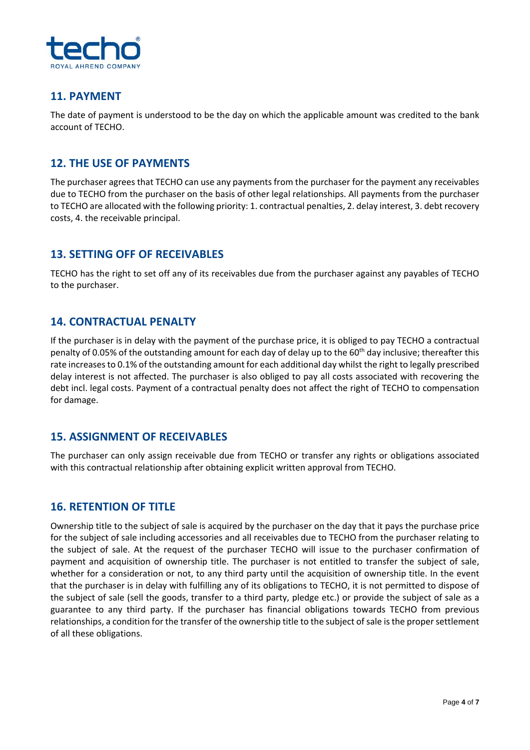## 11. PAYMENT

The date of payment is understood to be the day on which the applicable amount was credited to the bank account of TECHO.

## 12. THE USE OF PAYMENTS

The purchaser agrees that TECHO can use any payments from the purchaser for the payment any receivables due to TECHO from the purchaser on the basis of other legal relationships. All payments from the purchaser to TECHO are allocated with the following priority: 1. contractual penalties, 2. delay interest, 3. debt recovery costs, 4. the receivable principal.

## 13. SETTING OFF OF RECEIVABLES

TECHO has the right to set off any of its receivables due from the purchaser against any payables of TECHO to the purchaser.

## 14. CONTRACTUAL PENALTY

If the purchaser is in delay with the payment of the purchase price, it is obliged to pay TECHO a contractual penalty of 0.05% of the outstanding amount for each day of delay up to the 60th day inclusive; thereafter this rate increases to 0.1% of the outstanding amount for each additional day whilst the right to legally prescribed delay interest is not affected. The purchaser is also obliged to pay all costs associated with recovering the debt incl. legal costs. Payment of a contractual penalty does not affect the right of TECHO to compensation for damage.

## 15. ASSIGNMENT OF RECEIVABLES

The purchaser can only assign receivable due from TECHO or transfer any rights or obligations associated with this contractual relationship after obtaining explicit written approval from TECHO.

## 16. RETENTION OF TITLE

Ownership title to the subject of sale is acquired by the purchaser on the day that it pays the purchase price for the subject of sale including accessories and all receivables due to TECHO from the purchaser relating to the subject of sale. At the request of the purchaser TECHO will issue to the purchaser confirmation of payment and acquisition of ownership title. The purchaser is not entitled to transfer the subject of sale, whether for a consideration or not, to any third party until the acquisition of ownership title. In the event that the purchaser is in delay with fulfilling any of its obligations to TECHO, it is not permitted to dispose of the subject of sale (sell the goods, transfer to a third party, pledge etc.) or provide the subject of sale as a guarantee to any third party. If the purchaser has financial obligations towards TECHO from previous relationships, a condition for the transfer of the ownership title to the subject of sale is the proper settlement of all these obligations.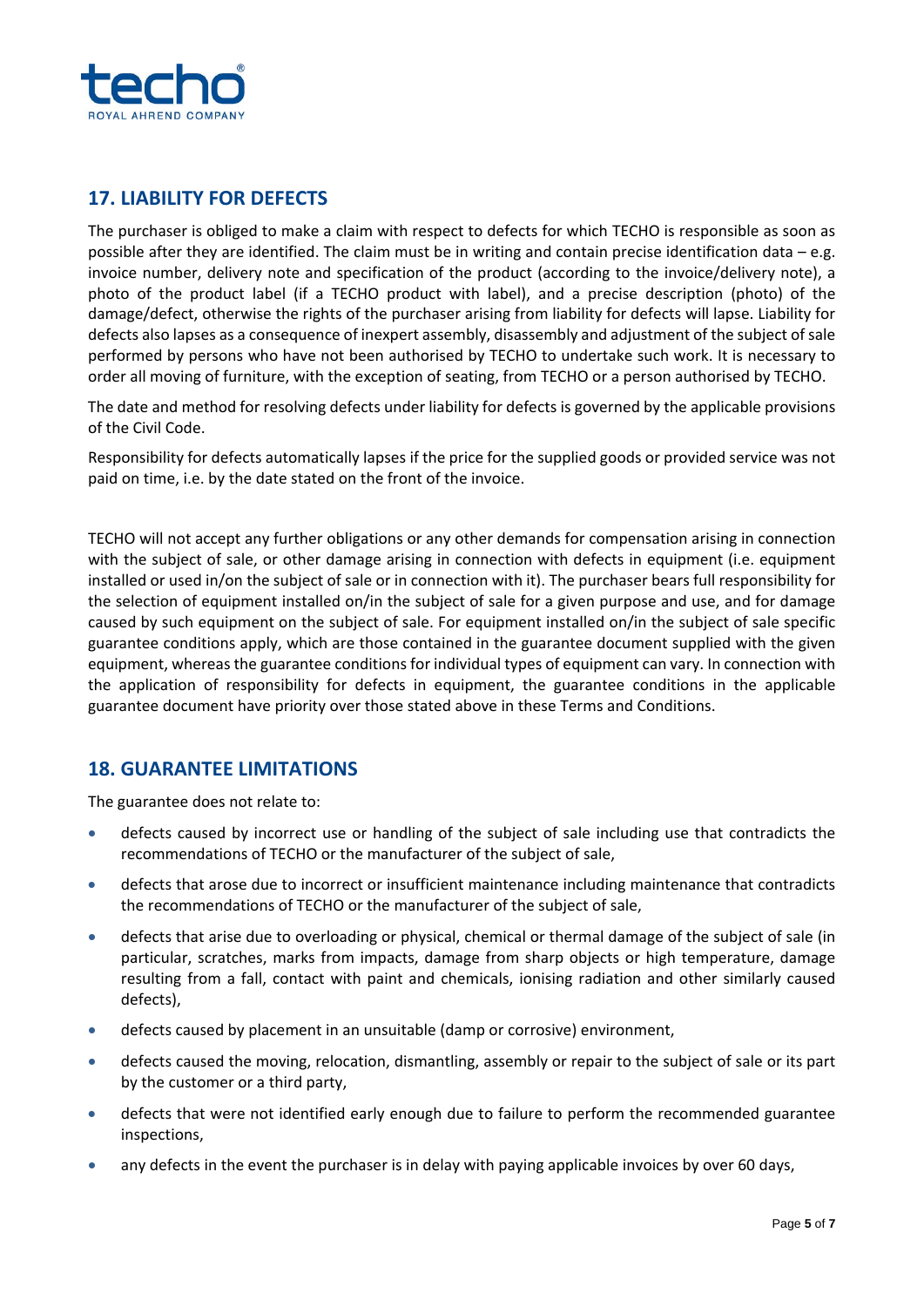## 17. LIABILITY FOR DEFECTS

The purchaser is obliged to make a claim with respect to defects for which TECHO is responsible as soon as possible after they are identified. The claim must be in writing and contain precise identification data – e.g. invoice number, delivery note and specification of the product (according to the invoice/delivery note), a photo of the product label (if a TECHO product with label), and a precise description (photo) of the damage/defect, otherwise the rights of the purchaser arising from liability for defects will lapse. Liability for defects also lapses as a consequence of inexpert assembly, disassembly and adjustment of the subject of sale performed by persons who have not been authorised by TECHO to undertake such work. It is necessary to order all moving of furniture, with the exception of seating, from TECHO or a person authorised by TECHO.

The date and method for resolving defects under liability for defects is governed by the applicable provisions of the Civil Code.

Responsibility for defects automatically lapses if the price for the supplied goods or provided service was not paid on time, i.e. by the date stated on the front of the invoice.

TECHO will not accept any further obligations or any other demands for compensation arising in connection with the subject of sale, or other damage arising in connection with defects in equipment (i.e. equipment installed or used in/on the subject of sale or in connection with it). The purchaser bears full responsibility for the selection of equipment installed on/in the subject of sale for a given purpose and use, and for damage caused by such equipment on the subject of sale. For equipment installed on/in the subject of sale specific guarantee conditions apply, which are those contained in the guarantee document supplied with the given equipment, whereas the guarantee conditions for individual types of equipment can vary. In connection with the application of responsibility for defects in equipment, the guarantee conditions in the applicable guarantee document have priority over those stated above in these Terms and Conditions.

## 18. GUARANTEE LIMITATIONS

The guarantee does not relate to:

- defects caused by incorrect use or handling of the subject of sale including use that contradicts the recommendations of TECHO or the manufacturer of the subject of sale,
- defects that arose due to incorrect or insufficient maintenance including maintenance that contradicts the recommendations of TECHO or the manufacturer of the subject of sale,
- defects that arise due to overloading or physical, chemical or thermal damage of the subject of sale (in particular, scratches, marks from impacts, damage from sharp objects or high temperature, damage resulting from a fall, contact with paint and chemicals, ionising radiation and other similarly caused defects),
- defects caused by placement in an unsuitable (damp or corrosive) environment,
- defects caused the moving, relocation, dismantling, assembly or repair to the subject of sale or its part by the customer or a third party,
- defects that were not identified early enough due to failure to perform the recommended guarantee inspections,
- any defects in the event the purchaser is in delay with paying applicable invoices by over 60 days,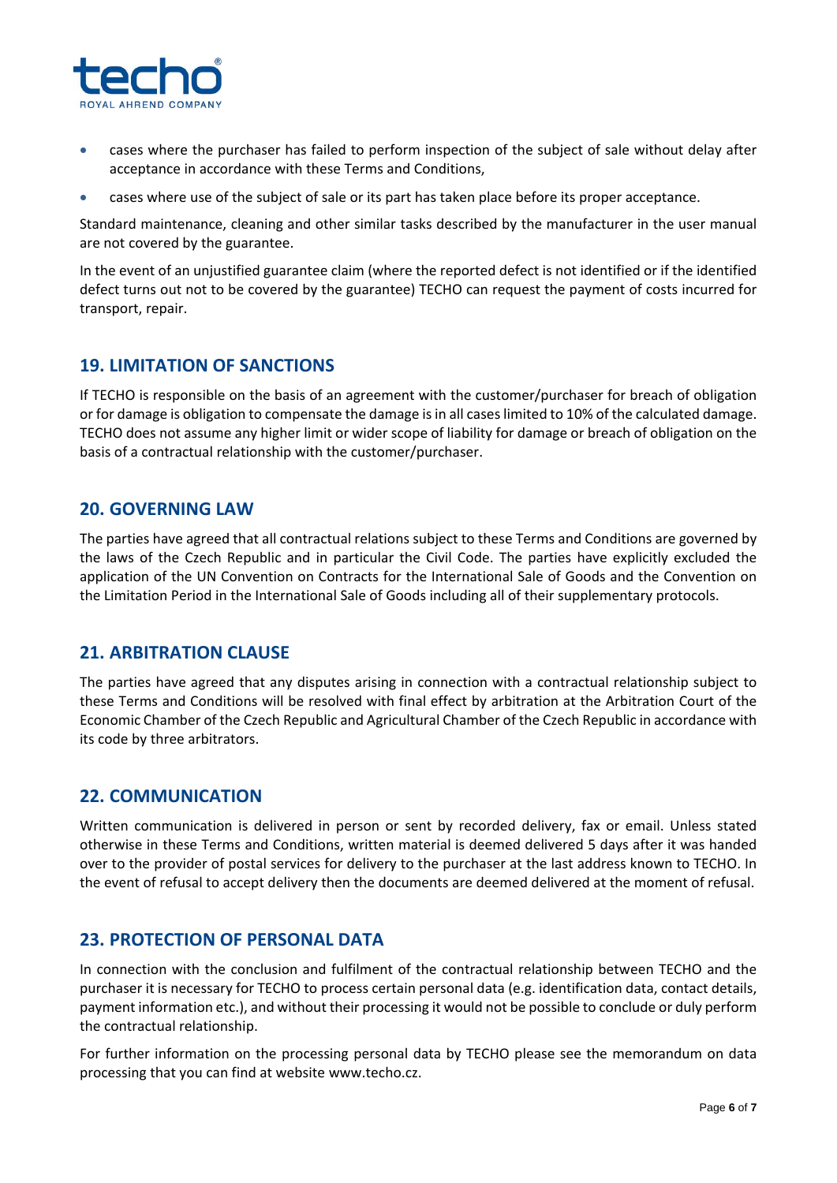- cases where the purchaser has failed to perform inspection of the subject of sale without delay after acceptance in accordance with these Terms and Conditions,
- cases where use of the subject of sale or its part has taken place before its proper acceptance.

Standard maintenance, cleaning and other similar tasks described by the manufacturer in the user manual are not covered by the guarantee.

In the event of an unjustified guarantee claim (where the reported defect is not identified or if the identified defect turns out not to be covered by the guarantee) TECHO can request the payment of costs incurred for transport, repair.

## 19. LIMITATION OF SANCTIONS

If TECHO is responsible on the basis of an agreement with the customer/purchaser for breach of obligation or for damage is obligation to compensate the damage is in all cases limited to 10% of the calculated damage. TECHO does not assume any higher limit or wider scope of liability for damage or breach of obligation on the basis of a contractual relationship with the customer/purchaser.

## 20. GOVERNING LAW

The parties have agreed that all contractual relations subject to these Terms and Conditions are governed by the laws of the Czech Republic and in particular the Civil Code. The parties have explicitly excluded the application of the UN Convention on Contracts for the International Sale of Goods and the Convention on the Limitation Period in the International Sale of Goods including all of their supplementary protocols.

## 21. ARBITRATION CLAUSE

The parties have agreed that any disputes arising in connection with a contractual relationship subject to these Terms and Conditions will be resolved with final effect by arbitration at the Arbitration Court of the Economic Chamber of the Czech Republic and Agricultural Chamber of the Czech Republic in accordance with its code by three arbitrators.

## 22. COMMUNICATION

Written communication is delivered in person or sent by recorded delivery, fax or email. Unless stated otherwise in these Terms and Conditions, written material is deemed delivered 5 days after it was handed over to the provider of postal services for delivery to the purchaser at the last address known to TECHO. In the event of refusal to accept delivery then the documents are deemed delivered at the moment of refusal.

## 23. PROTECTION OF PERSONAL DATA

In connection with the conclusion and fulfilment of the contractual relationship between TECHO and the purchaser it is necessary for TECHO to process certain personal data (e.g. identification data, contact details, payment information etc.), and without their processing it would not be possible to conclude or duly perform the contractual relationship.

For further information on the processing personal data by TECHO please see the memorandum on data processing that you can find at website www.techo.cz.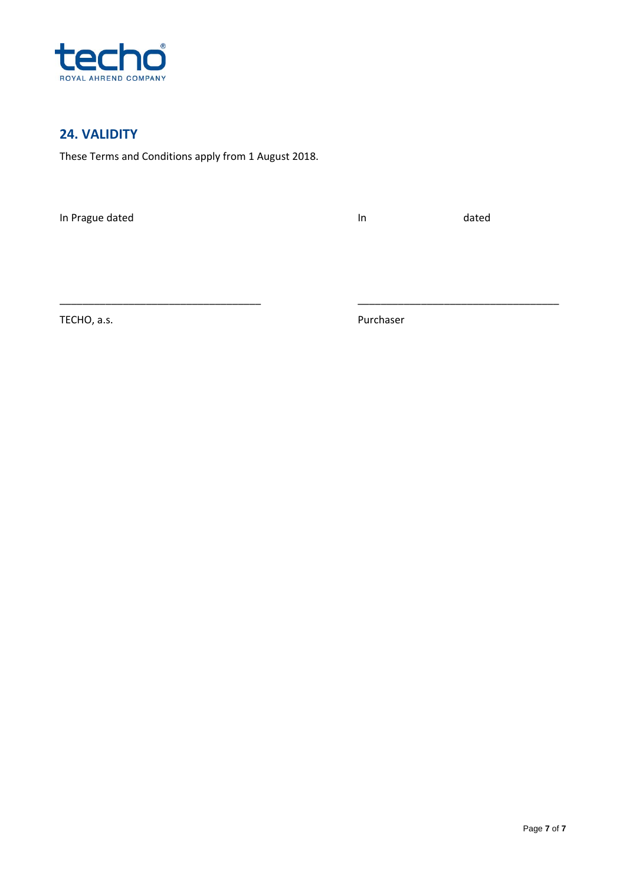## 24. VALIDITY

These Terms and Conditions apply from 1 August 2018.

| | |
|---|---|
| In Prague dated | In dated |
| ___________________________________ | ___________________________________ |
| TECHO, a.s. | Purchaser |